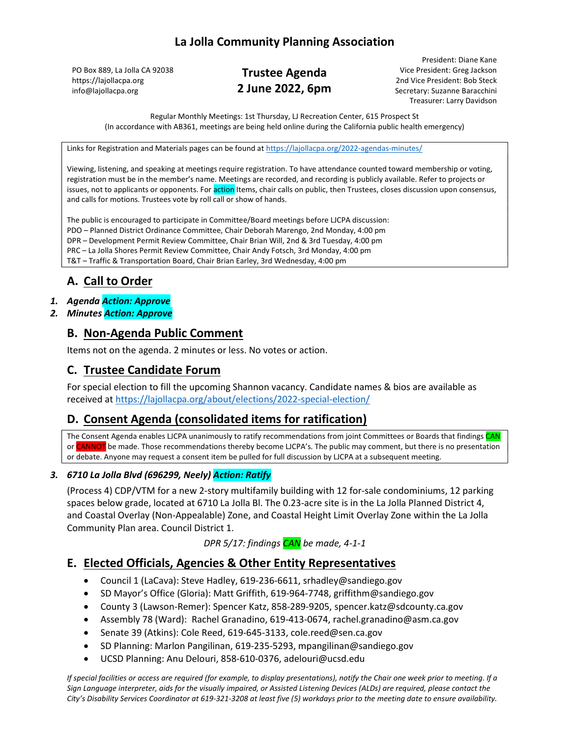# La Jolla Community Planning Association

PO Box 889, La Jolla CA 92038
https://lajollacpa.org
info@lajollacpa.org

## Trustee Agenda
## 2 June 2022, 6pm

President: Diane Kane
Vice President: Greg Jackson
2nd Vice President: Bob Steck
Secretary: Suzanne Baracchini
Treasurer: Larry Davidson

Regular Monthly Meetings: 1st Thursday, LJ Recreation Center, 615 Prospect St
(In accordance with AB361, meetings are being held online during the California public health emergency)

Links for Registration and Materials pages can be found at https://lajollacpa.org/2022-agendas-minutes/

Viewing, listening, and speaking at meetings require registration. To have attendance counted toward membership or voting, registration must be in the member's name. Meetings are recorded, and recording is publicly available. Refer to projects or issues, not to applicants or opponents. For action Items, chair calls on public, then Trustees, closes discussion upon consensus, and calls for motions. Trustees vote by roll call or show of hands.

The public is encouraged to participate in Committee/Board meetings before LJCPA discussion:
PDO – Planned District Ordinance Committee, Chair Deborah Marengo, 2nd Monday, 4:00 pm
DPR – Development Permit Review Committee, Chair Brian Will, 2nd & 3rd Tuesday, 4:00 pm
PRC – La Jolla Shores Permit Review Committee, Chair Andy Fotsch, 3rd Monday, 4:00 pm
T&T – Traffic & Transportation Board, Chair Brian Earley, 3rd Wednesday, 4:00 pm

## A. Call to Order

1. ***Agenda Action: Approve***
2. ***Minutes Action: Approve***

## B. Non-Agenda Public Comment

Items not on the agenda. 2 minutes or less. No votes or action.

## C. Trustee Candidate Forum

For special election to fill the upcoming Shannon vacancy. Candidate names & bios are available as received at https://lajollacpa.org/about/elections/2022-special-election/

## D. Consent Agenda (consolidated items for ratification)

The Consent Agenda enables LJCPA unanimously to ratify recommendations from joint Committees or Boards that findings CAN or CANNOT be made. Those recommendations thereby become LJCPA's. The public may comment, but there is no presentation or debate. Anyone may request a consent item be pulled for full discussion by LJCPA at a subsequent meeting.

3. ***6710 La Jolla Blvd (696299, Neely) Action: Ratify***

(Process 4) CDP/VTM for a new 2-story multifamily building with 12 for-sale condominiums, 12 parking spaces below grade, located at 6710 La Jolla Bl. The 0.23-acre site is in the La Jolla Planned District 4, and Coastal Overlay (Non-Appealable) Zone, and Coastal Height Limit Overlay Zone within the La Jolla Community Plan area. Council District 1.

*DPR 5/17: findings CAN be made, 4-1-1*

## E. Elected Officials, Agencies & Other Entity Representatives

- Council 1 (LaCava): Steve Hadley, 619-236-6611, srhadley@sandiego.gov
- SD Mayor's Office (Gloria): Matt Griffith, 619-964-7748, griffithm@sandiego.gov
- County 3 (Lawson-Remer): Spencer Katz, 858-289-9205, spencer.katz@sdcounty.ca.gov
- Assembly 78 (Ward): Rachel Granadino, 619-413-0674, rachel.granadino@asm.ca.gov
- Senate 39 (Atkins): Cole Reed, 619-645-3133, cole.reed@sen.ca.gov
- SD Planning: Marlon Pangilinan, 619-235-5293, mpangilinan@sandiego.gov
- UCSD Planning: Anu Delouri, 858-610-0376, adelouri@ucsd.edu

*If special facilities or access are required (for example, to display presentations), notify the Chair one week prior to meeting. If a Sign Language interpreter, aids for the visually impaired, or Assisted Listening Devices (ALDs) are required, please contact the City's Disability Services Coordinator at 619-321-3208 at least five (5) workdays prior to the meeting date to ensure availability.*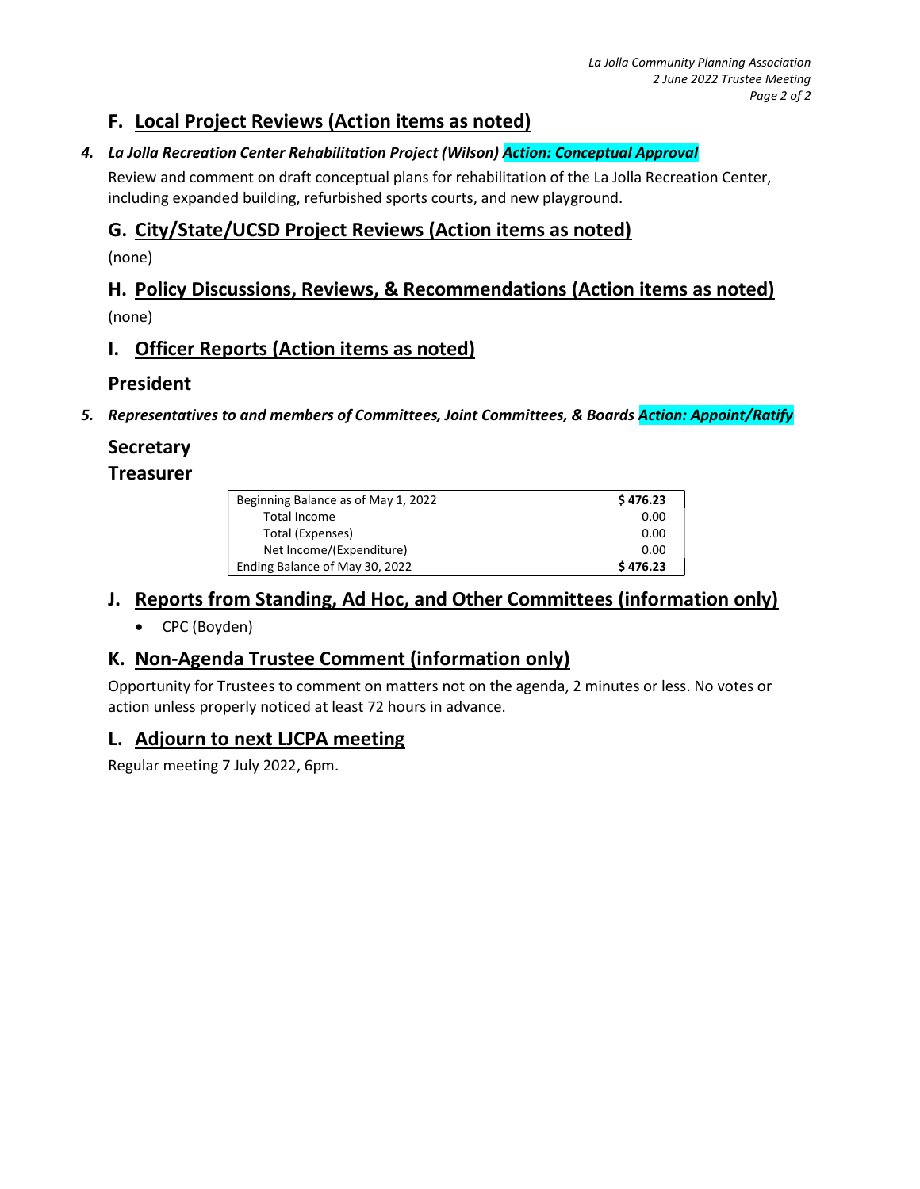## F. Local Project Reviews (Action items as noted)

***4. La Jolla Recreation Center Rehabilitation Project (Wilson) Action: Conceptual Approval***

Review and comment on draft conceptual plans for rehabilitation of the La Jolla Recreation Center, including expanded building, refurbished sports courts, and new playground.

## G. City/State/UCSD Project Reviews (Action items as noted)

(none)

## H. Policy Discussions, Reviews, & Recommendations (Action items as noted)

(none)

## I. Officer Reports (Action items as noted)

### President

***5. Representatives to and members of Committees, Joint Committees, & Boards Action: Appoint/Ratify***

### Secretary

### Treasurer

| | |
|---|---|
| Beginning Balance as of May 1, 2022 | **$ 476.23** |
| Total Income | 0.00 |
| Total (Expenses) | 0.00 |
| Net Income/(Expenditure) | 0.00 |
| Ending Balance of May 30, 2022 | **$ 476.23** |

## J. Reports from Standing, Ad Hoc, and Other Committees (information only)

- CPC (Boyden)

## K. Non-Agenda Trustee Comment (information only)

Opportunity for Trustees to comment on matters not on the agenda, 2 minutes or less. No votes or action unless properly noticed at least 72 hours in advance.

## L. Adjourn to next LJCPA meeting

Regular meeting 7 July 2022, 6pm.